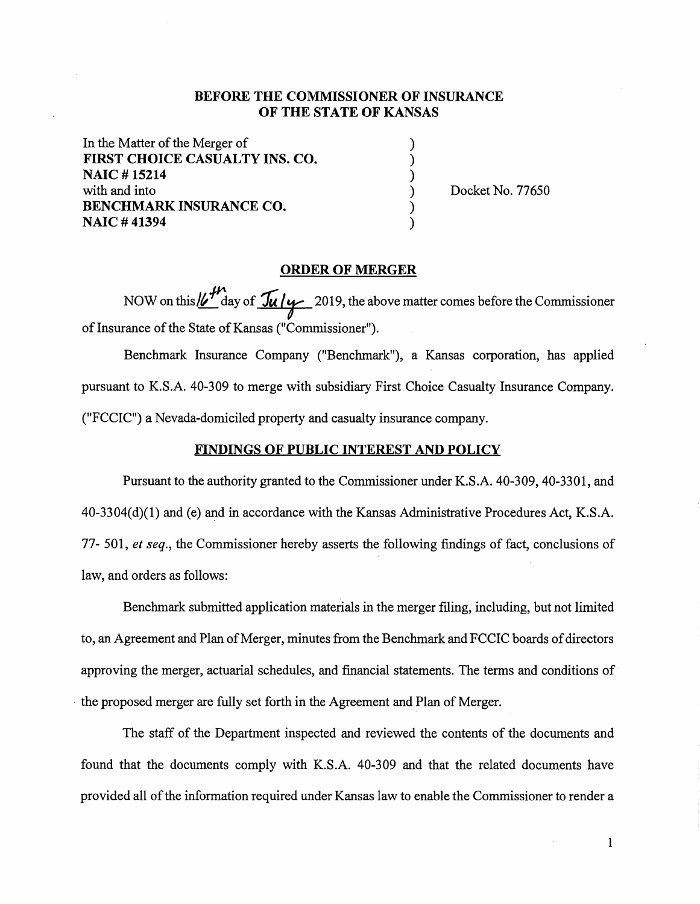**BEFORE THE COMMISSIONER OF INSURANCE**
**OF THE STATE OF KANSAS**

In the Matter of the Merger of )
**FIRST CHOICE CASUALTY INS. CO.** )
**NAIC # 15214** )
with and into ) Docket No. 77650
**BENCHMARK INSURANCE CO.** )
**NAIC # 41394** )

## ORDER OF MERGER

NOW on this 16th day of July 2019, the above matter comes before the Commissioner of Insurance of the State of Kansas ("Commissioner").

Benchmark Insurance Company ("Benchmark"), a Kansas corporation, has applied pursuant to K.S.A. 40-309 to merge with subsidiary First Choice Casualty Insurance Company. ("FCCIC") a Nevada-domiciled property and casualty insurance company.

## FINDINGS OF PUBLIC INTEREST AND POLICY

Pursuant to the authority granted to the Commissioner under K.S.A. 40-309, 40-3301, and 40-3304(d)(1) and (e) and in accordance with the Kansas Administrative Procedures Act, K.S.A. 77- 501, *et seq*., the Commissioner hereby asserts the following findings of fact, conclusions of law, and orders as follows:

Benchmark submitted application materials in the merger filing, including, but not limited to, an Agreement and Plan of Merger, minutes from the Benchmark and FCCIC boards of directors approving the merger, actuarial schedules, and financial statements. The terms and conditions of the proposed merger are fully set forth in the Agreement and Plan of Merger.

The staff of the Department inspected and reviewed the contents of the documents and found that the documents comply with K.S.A. 40-309 and that the related documents have provided all of the information required under Kansas law to enable the Commissioner to render a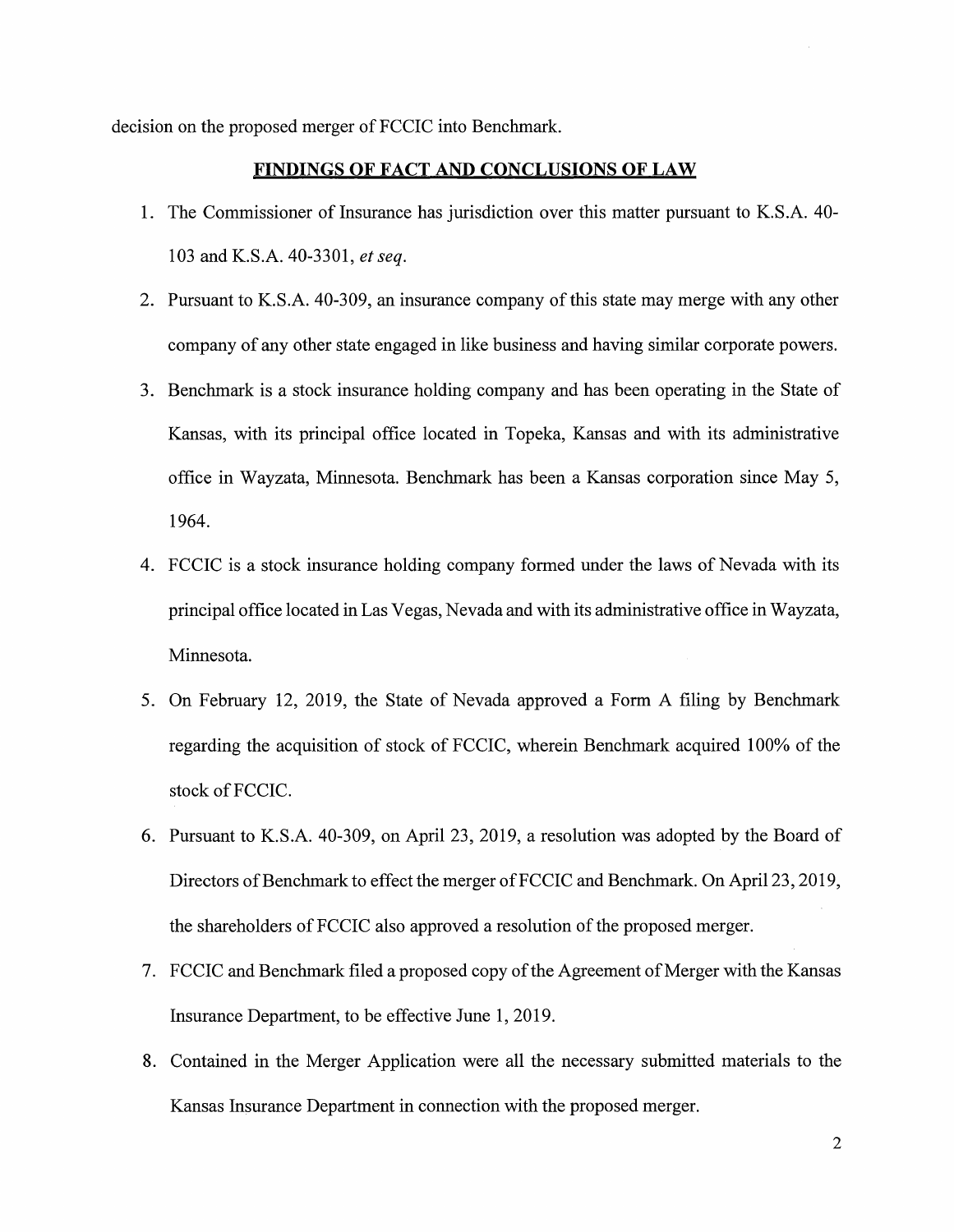decision on the proposed merger of FCCIC into Benchmark.

## FINDINGS OF FACT AND CONCLUSIONS OF LAW

1. The Commissioner of Insurance has jurisdiction over this matter pursuant to K.S.A. 40-103 and K.S.A. 40-3301, *et seq.*
2. Pursuant to K.S.A. 40-309, an insurance company of this state may merge with any other company of any other state engaged in like business and having similar corporate powers.
3. Benchmark is a stock insurance holding company and has been operating in the State of Kansas, with its principal office located in Topeka, Kansas and with its administrative office in Wayzata, Minnesota. Benchmark has been a Kansas corporation since May 5, 1964.
4. FCCIC is a stock insurance holding company formed under the laws of Nevada with its principal office located in Las Vegas, Nevada and with its administrative office in Wayzata, Minnesota.
5. On February 12, 2019, the State of Nevada approved a Form A filing by Benchmark regarding the acquisition of stock of FCCIC, wherein Benchmark acquired 100% of the stock of FCCIC.
6. Pursuant to K.S.A. 40-309, on April 23, 2019, a resolution was adopted by the Board of Directors of Benchmark to effect the merger of FCCIC and Benchmark. On April 23, 2019, the shareholders of FCCIC also approved a resolution of the proposed merger.
7. FCCIC and Benchmark filed a proposed copy of the Agreement of Merger with the Kansas Insurance Department, to be effective June 1, 2019.
8. Contained in the Merger Application were all the necessary submitted materials to the Kansas Insurance Department in connection with the proposed merger.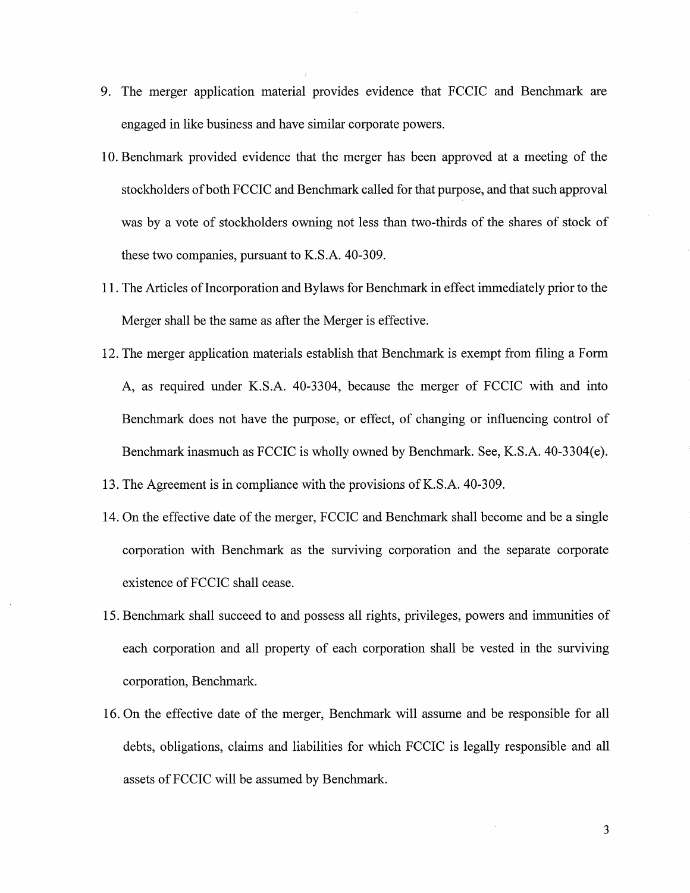9. The merger application material provides evidence that FCCIC and Benchmark are engaged in like business and have similar corporate powers.
10. Benchmark provided evidence that the merger has been approved at a meeting of the stockholders of both FCCIC and Benchmark called for that purpose, and that such approval was by a vote of stockholders owning not less than two-thirds of the shares of stock of these two companies, pursuant to K.S.A. 40-309.
11. The Articles of Incorporation and Bylaws for Benchmark in effect immediately prior to the Merger shall be the same as after the Merger is effective.
12. The merger application materials establish that Benchmark is exempt from filing a Form A, as required under K.S.A. 40-3304, because the merger of FCCIC with and into Benchmark does not have the purpose, or effect, of changing or influencing control of Benchmark inasmuch as FCCIC is wholly owned by Benchmark. See, K.S.A. 40-3304(e).
13. The Agreement is in compliance with the provisions of K.S.A. 40-309.
14. On the effective date of the merger, FCCIC and Benchmark shall become and be a single corporation with Benchmark as the surviving corporation and the separate corporate existence of FCCIC shall cease.
15. Benchmark shall succeed to and possess all rights, privileges, powers and immunities of each corporation and all property of each corporation shall be vested in the surviving corporation, Benchmark.
16. On the effective date of the merger, Benchmark will assume and be responsible for all debts, obligations, claims and liabilities for which FCCIC is legally responsible and all assets of FCCIC will be assumed by Benchmark.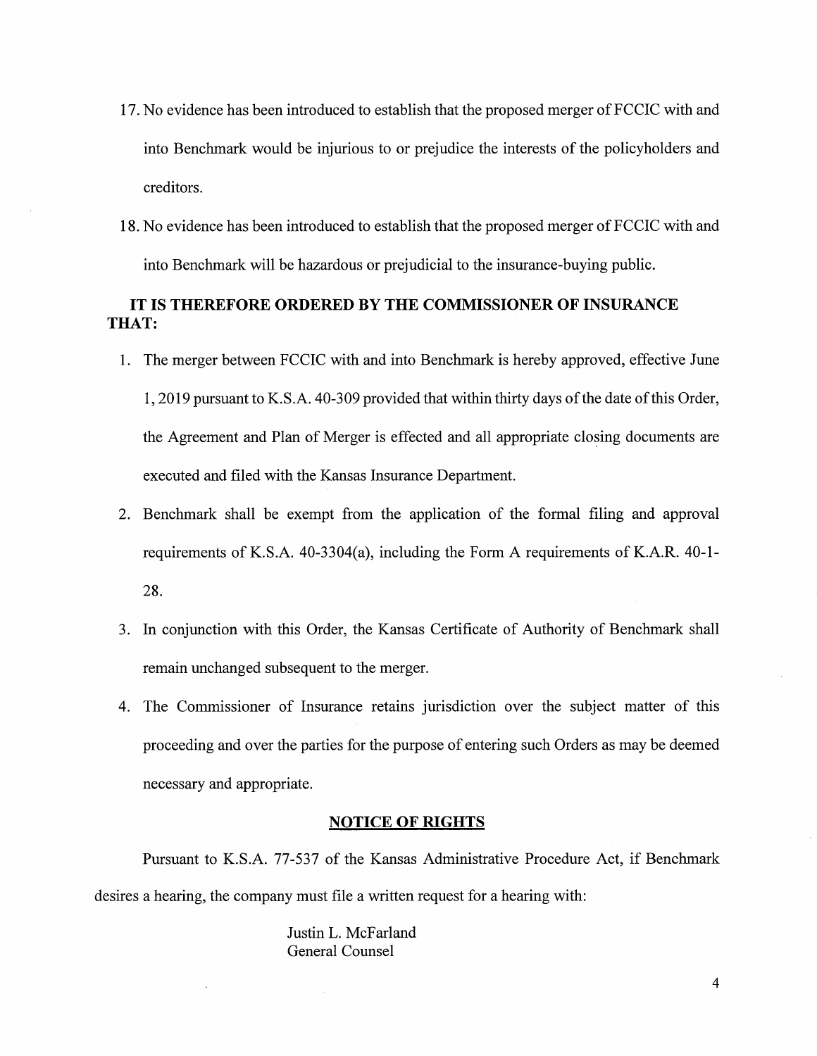17. No evidence has been introduced to establish that the proposed merger of FCCIC with and into Benchmark would be injurious to or prejudice the interests of the policyholders and creditors.

18. No evidence has been introduced to establish that the proposed merger of FCCIC with and into Benchmark will be hazardous or prejudicial to the insurance-buying public.

**IT IS THEREFORE ORDERED BY THE COMMISSIONER OF INSURANCE THAT:**

1. The merger between FCCIC with and into Benchmark is hereby approved, effective June 1, 2019 pursuant to K.S.A. 40-309 provided that within thirty days of the date of this Order, the Agreement and Plan of Merger is effected and all appropriate closing documents are executed and filed with the Kansas Insurance Department.

2. Benchmark shall be exempt from the application of the formal filing and approval requirements of K.S.A. 40-3304(a), including the Form A requirements of K.A.R. 40-1-28.

3. In conjunction with this Order, the Kansas Certificate of Authority of Benchmark shall remain unchanged subsequent to the merger.

4. The Commissioner of Insurance retains jurisdiction over the subject matter of this proceeding and over the parties for the purpose of entering such Orders as may be deemed necessary and appropriate.

## NOTICE OF RIGHTS

Pursuant to K.S.A. 77-537 of the Kansas Administrative Procedure Act, if Benchmark desires a hearing, the company must file a written request for a hearing with:

Justin L. McFarland
General Counsel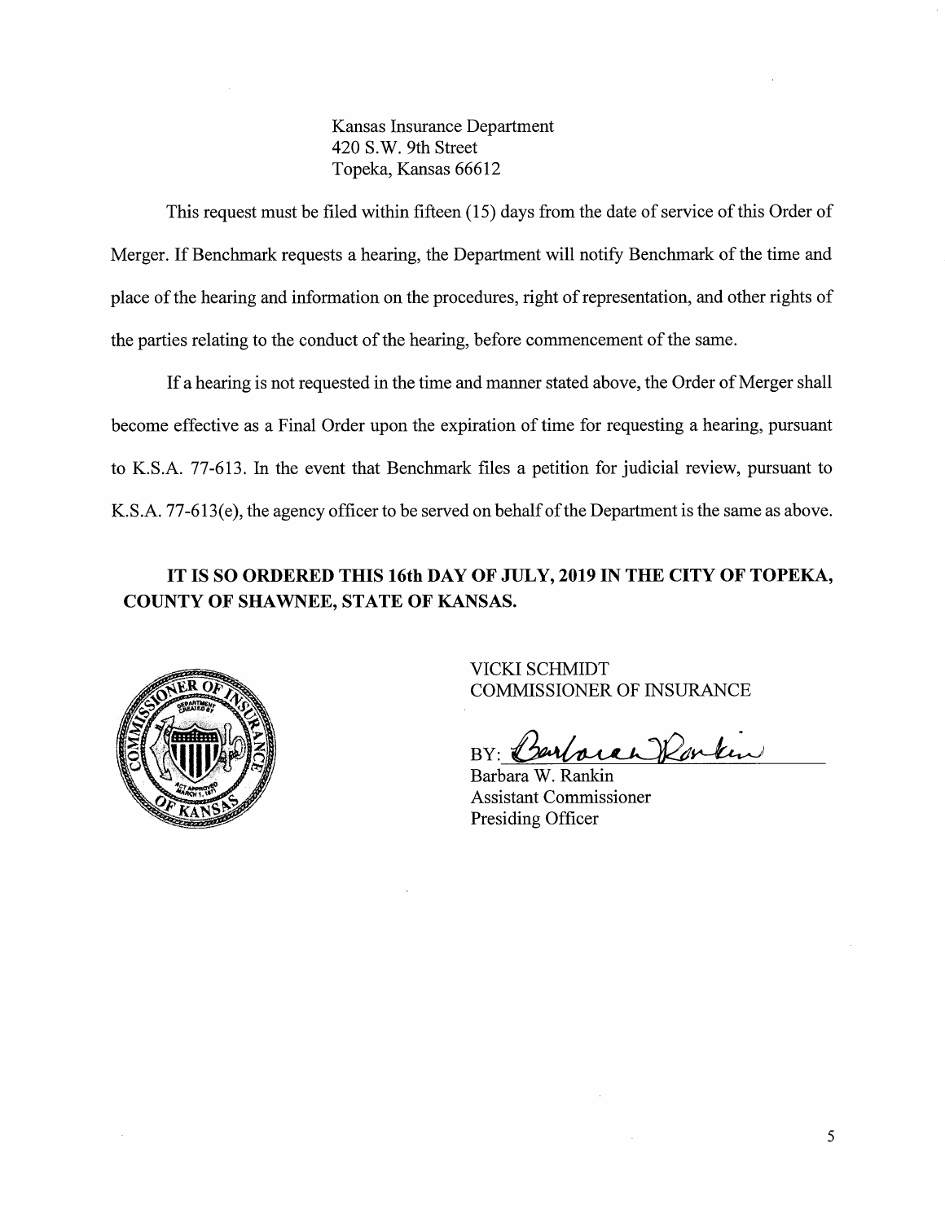Kansas Insurance Department
420 S.W. 9th Street
Topeka, Kansas 66612

This request must be filed within fifteen (15) days from the date of service of this Order of Merger. If Benchmark requests a hearing, the Department will notify Benchmark of the time and place of the hearing and information on the procedures, right of representation, and other rights of the parties relating to the conduct of the hearing, before commencement of the same.

If a hearing is not requested in the time and manner stated above, the Order of Merger shall become effective as a Final Order upon the expiration of time for requesting a hearing, pursuant to K.S.A. 77-613. In the event that Benchmark files a petition for judicial review, pursuant to K.S.A. 77-613(e), the agency officer to be served on behalf of the Department is the same as above.

**IT IS SO ORDERED THIS 16th DAY OF JULY, 2019 IN THE CITY OF TOPEKA, COUNTY OF SHAWNEE, STATE OF KANSAS.**

VICKI SCHMIDT
COMMISSIONER OF INSURANCE

BY: *Barbara Rankin*
Barbara W. Rankin
Assistant Commissioner
Presiding Officer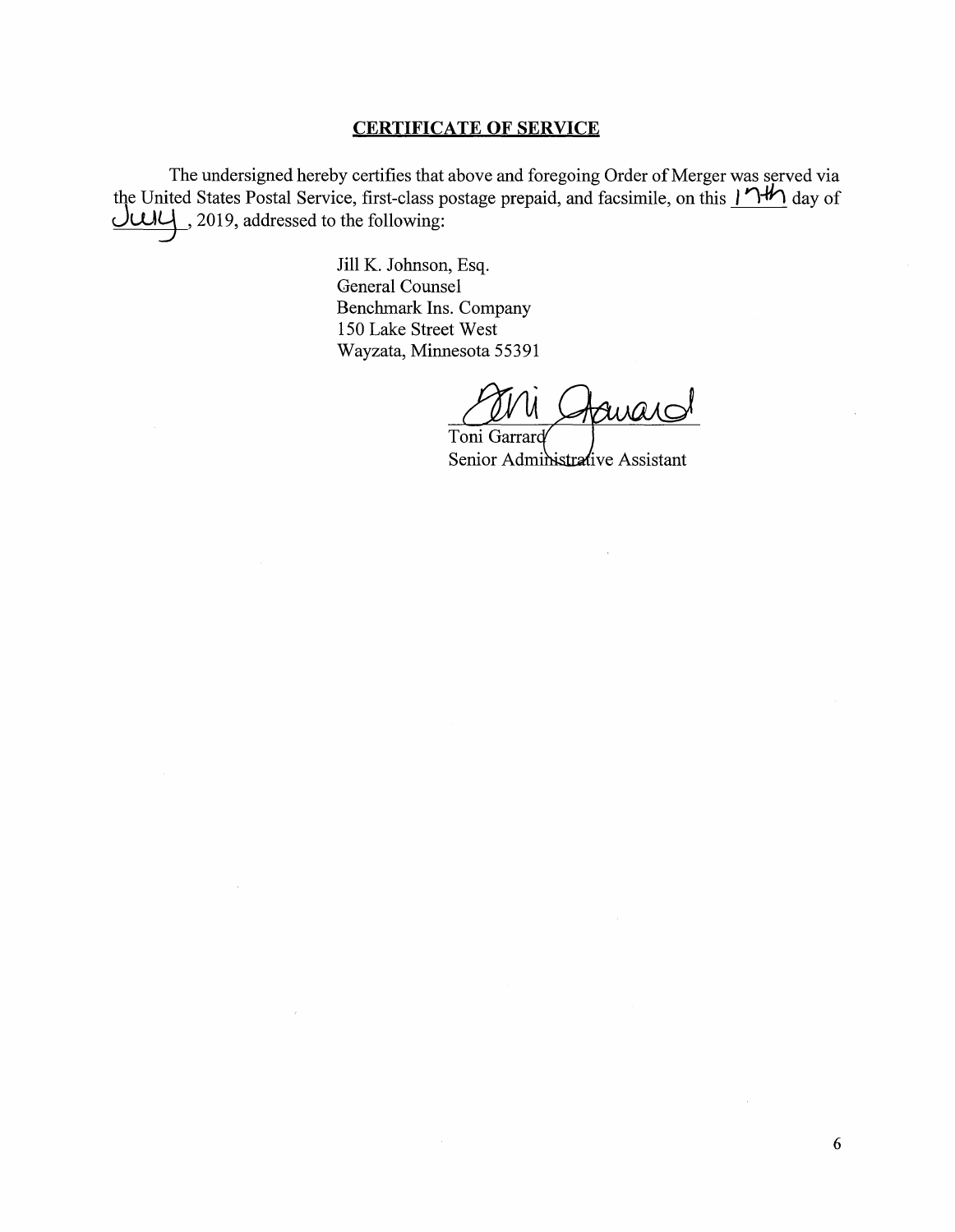## CERTIFICATE OF SERVICE

The undersigned hereby certifies that above and foregoing Order of Merger was served via the United States Postal Service, first-class postage prepaid, and facsimile, on this 17th day of July, 2019, addressed to the following:

Jill K. Johnson, Esq.
General Counsel
Benchmark Ins. Company
150 Lake Street West
Wayzata, Minnesota 55391

Toni Garrard
Senior Administrative Assistant